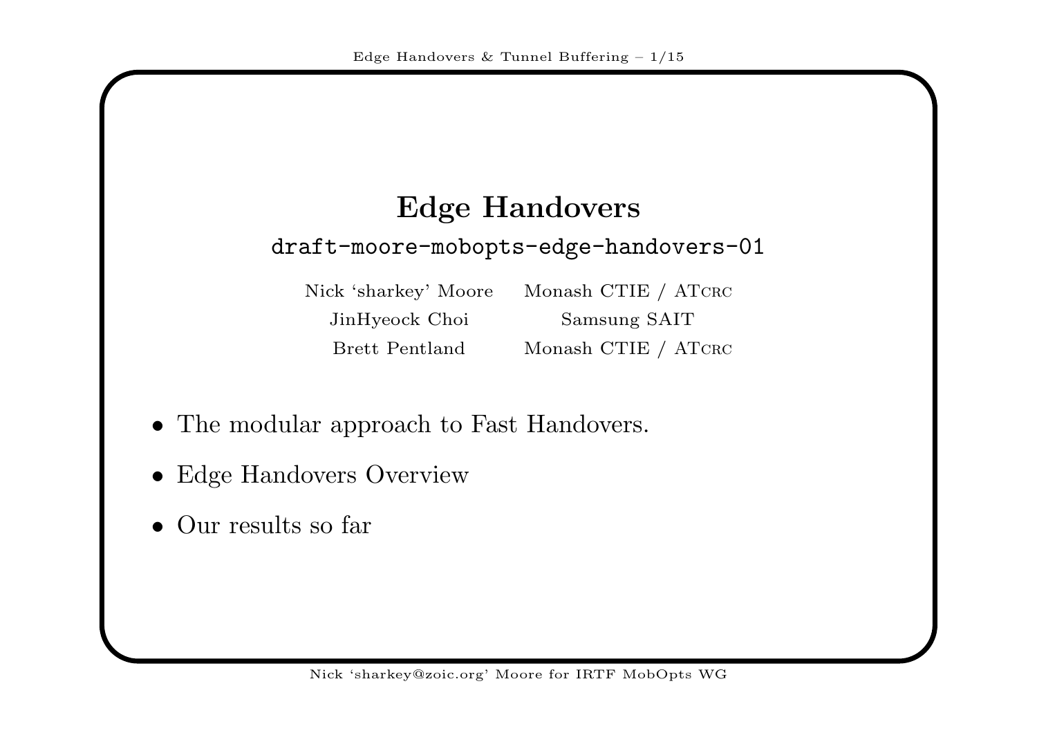# Edge Handovers

## draft-moore-mobopts-edge-handovers-01

| | |
|---|---|
| Nick 'sharkey' Moore | Monash CTIE / ATcrc |
| JinHyeock Choi | Samsung SAIT |
| Brett Pentland | Monash CTIE / ATcrc |

- The modular approach to Fast Handovers.
- Edge Handovers Overview
- Our results so far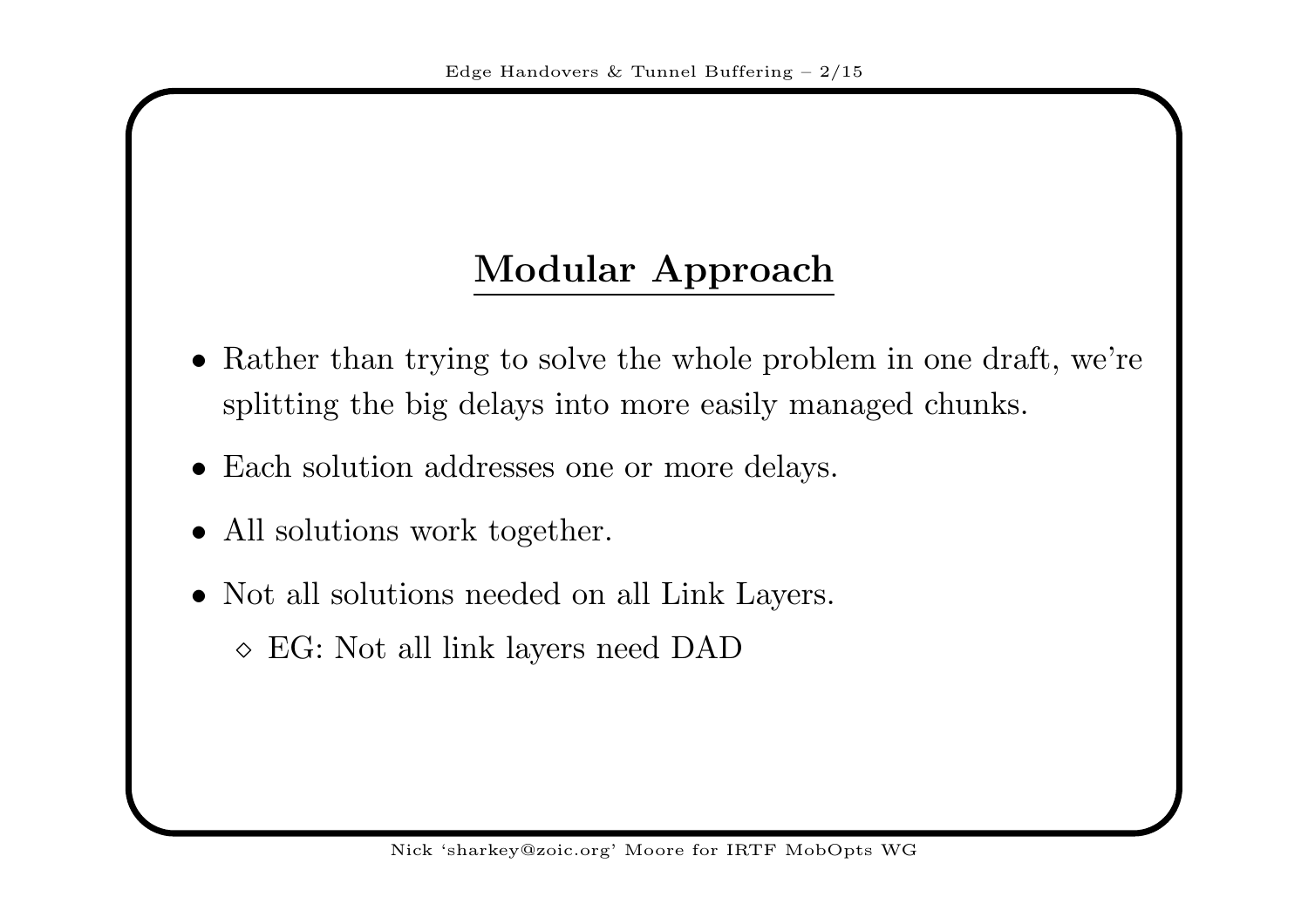## Modular Approach

- Rather than trying to solve the whole problem in one draft, we're splitting the big delays into more easily managed chunks.
- Each solution addresses one or more delays.
- All solutions work together.
- Not all solutions needed on all Link Layers.
  - EG: Not all link layers need DAD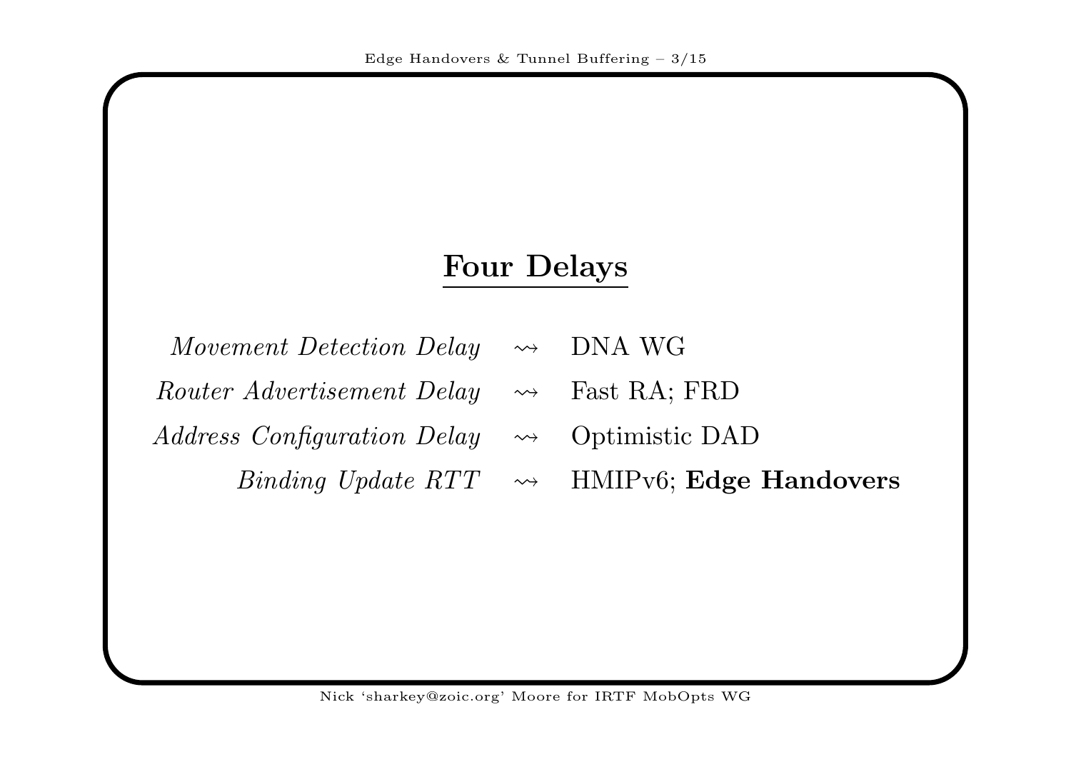## Four Delays

| | | |
|---|---|---|
| *Movement Detection Delay* | $\rightsquigarrow$ | DNA WG |
| *Router Advertisement Delay* | $\rightsquigarrow$ | Fast RA; FRD |
| *Address Configuration Delay* | $\rightsquigarrow$ | Optimistic DAD |
| *Binding Update RTT* | $\rightsquigarrow$ | HMIPv6; **Edge Handovers** |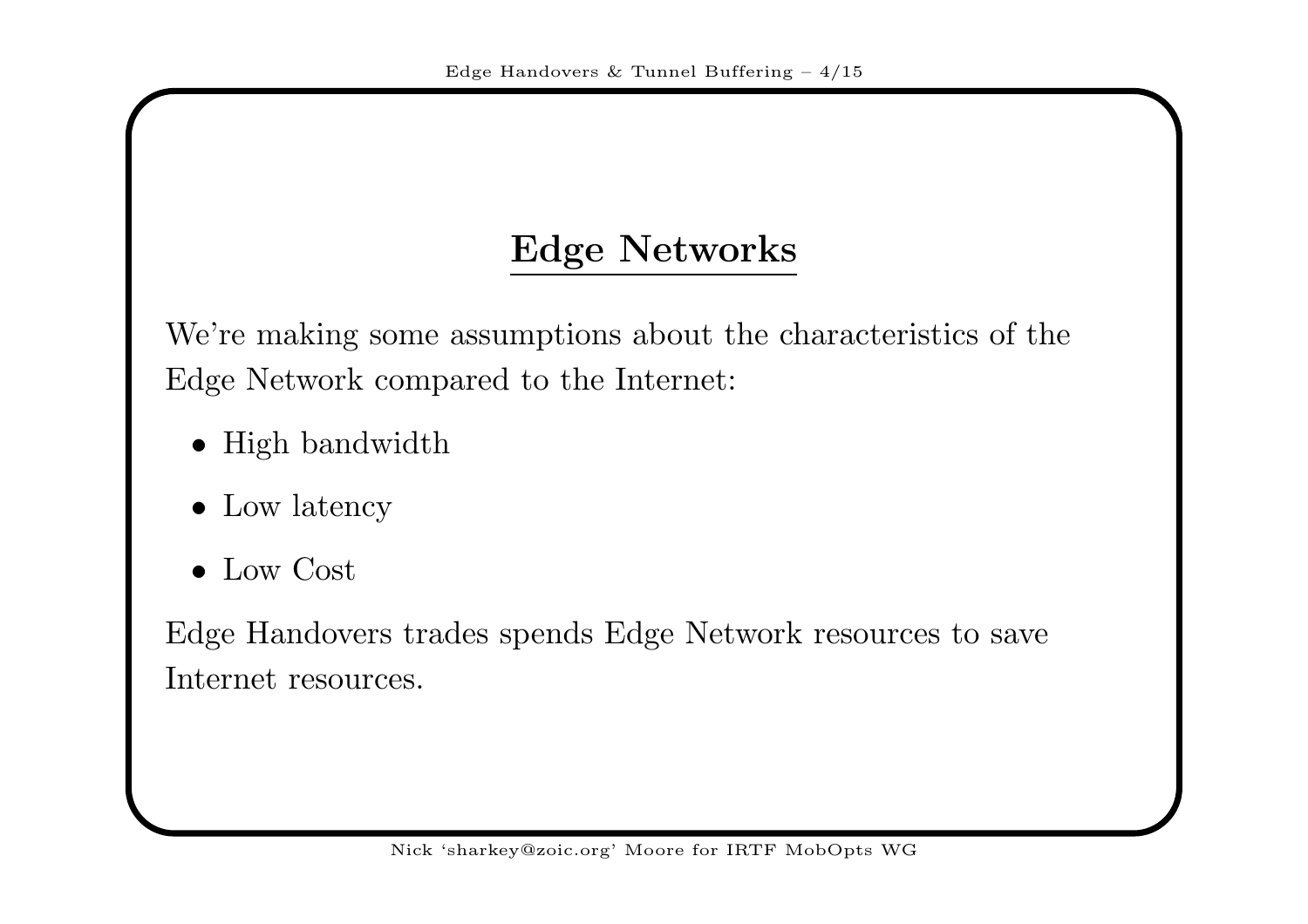# Edge Networks

We're making some assumptions about the characteristics of the Edge Network compared to the Internet:

- High bandwidth
- Low latency
- Low Cost

Edge Handovers trades spends Edge Network resources to save Internet resources.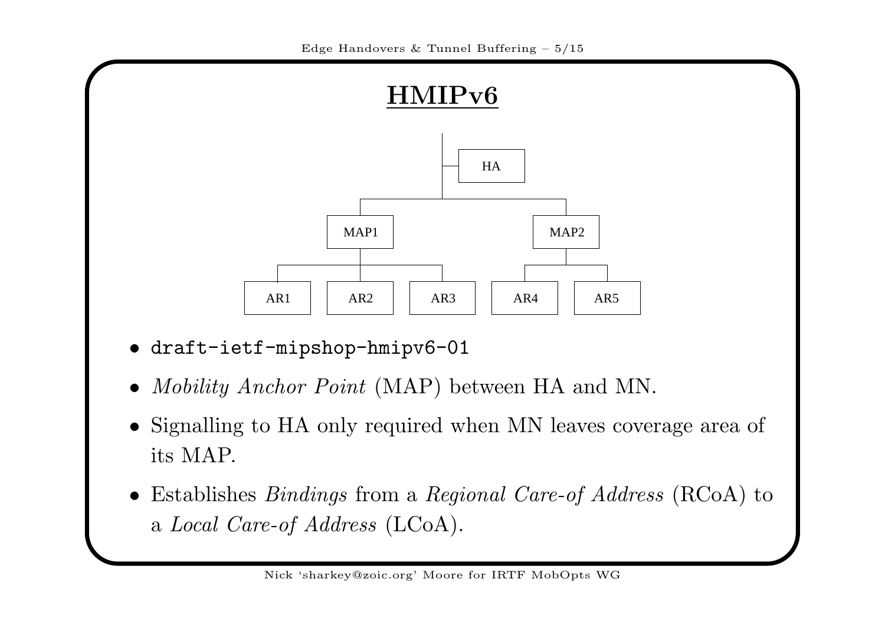# HMIPv6

- `draft-ietf-mipshop-hmipv6-01`
- *Mobility Anchor Point* (MAP) between HA and MN.
- Signalling to HA only required when MN leaves coverage area of its MAP.
- Establishes *Bindings* from a *Regional Care-of Address* (RCoA) to a *Local Care-of Address* (LCoA).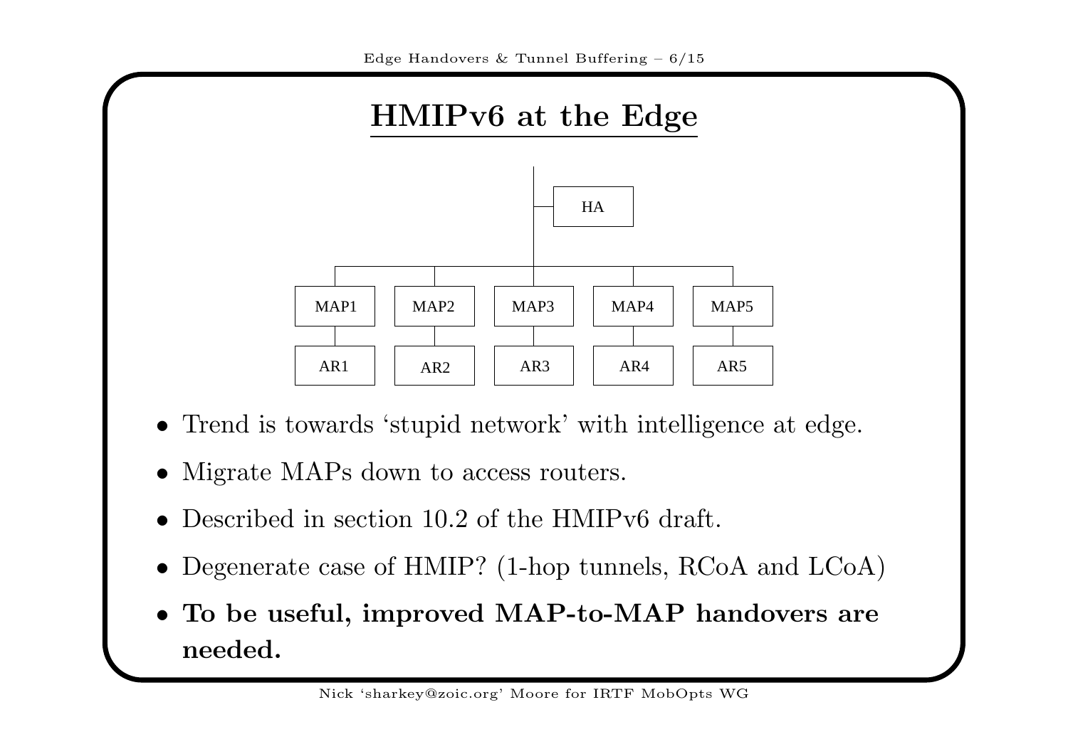# HMIPv6 at the Edge

- Trend is towards 'stupid network' with intelligence at edge.
- Migrate MAPs down to access routers.
- Described in section 10.2 of the HMIPv6 draft.
- Degenerate case of HMIP? (1-hop tunnels, RCoA and LCoA)
- **To be useful, improved MAP-to-MAP handovers are needed.**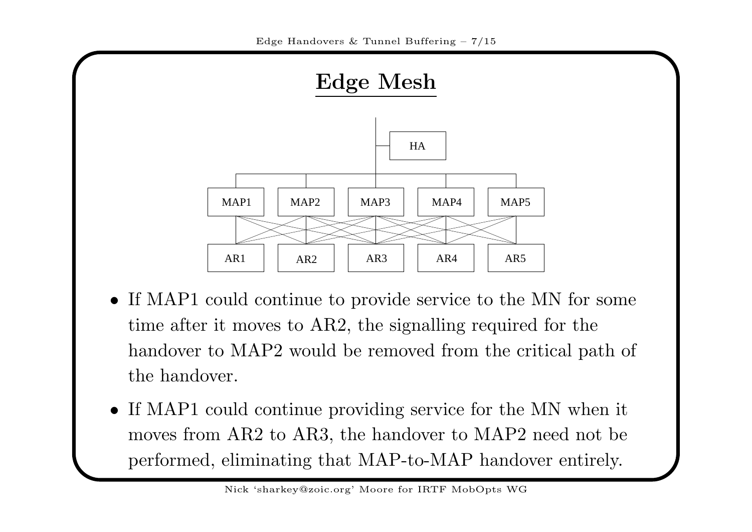# Edge Mesh

- If MAP1 could continue to provide service to the MN for some time after it moves to AR2, the signalling required for the handover to MAP2 would be removed from the critical path of the handover.
- If MAP1 could continue providing service for the MN when it moves from AR2 to AR3, the handover to MAP2 need not be performed, eliminating that MAP-to-MAP handover entirely.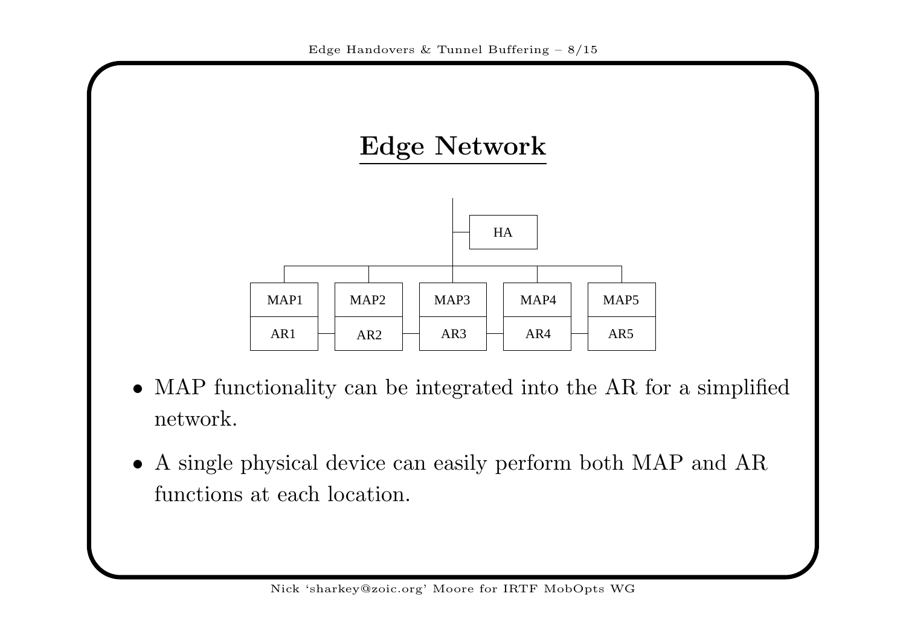# Edge Network

HA

| MAP1 | MAP2 | MAP3 | MAP4 | MAP5 |
| --- | --- | --- | --- | --- |
| AR1 | AR2 | AR3 | AR4 | AR5 |

- MAP functionality can be integrated into the AR for a simplified network.
- A single physical device can easily perform both MAP and AR functions at each location.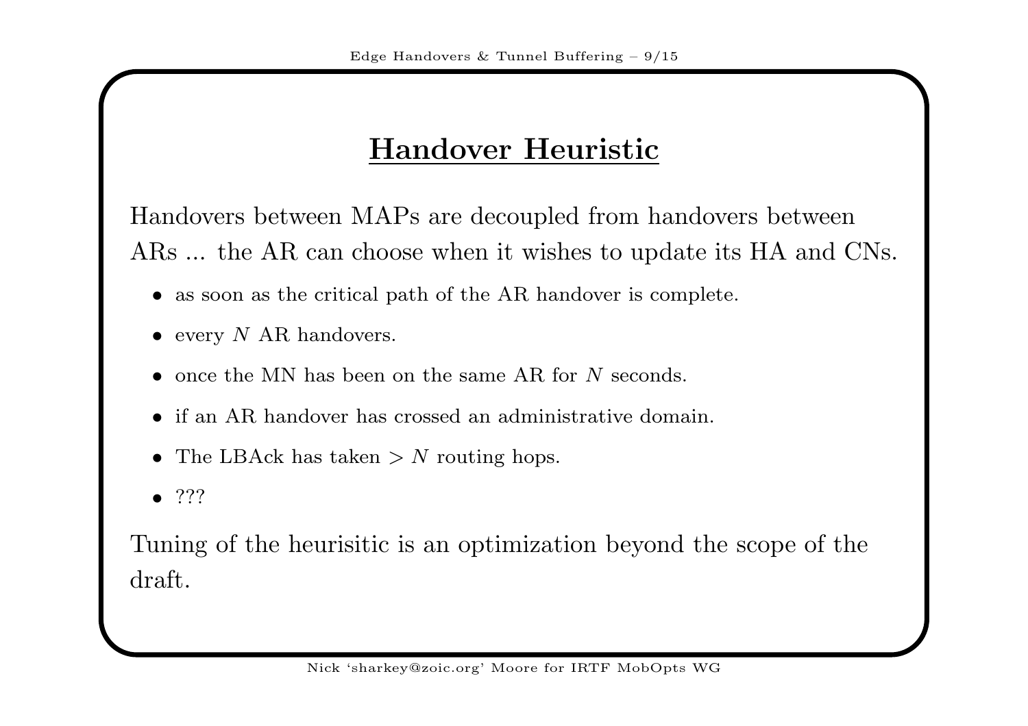## Handover Heuristic

Handovers between MAPs are decoupled from handovers between ARs ... the AR can choose when it wishes to update its HA and CNs.

- as soon as the critical path of the AR handover is complete.
- every $N$ AR handovers.
- once the MN has been on the same AR for $N$ seconds.
- if an AR handover has crossed an administrative domain.
- The LBAck has taken $> N$ routing hops.
- ???

Tuning of the heurisitic is an optimization beyond the scope of the draft.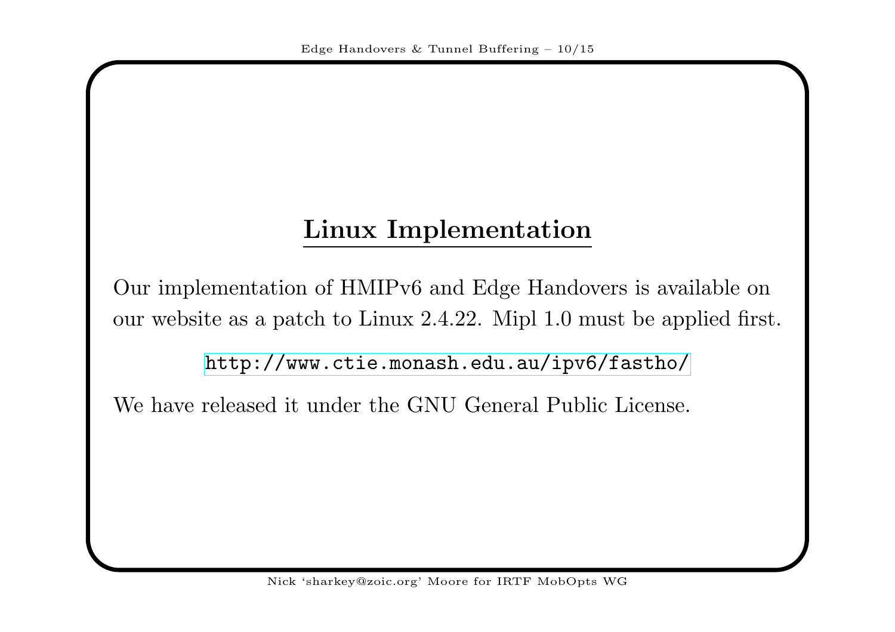## Linux Implementation

Our implementation of HMIPv6 and Edge Handovers is available on our website as a patch to Linux 2.4.22. Mipl 1.0 must be applied first.

http://www.ctie.monash.edu.au/ipv6/fastho/

We have released it under the GNU General Public License.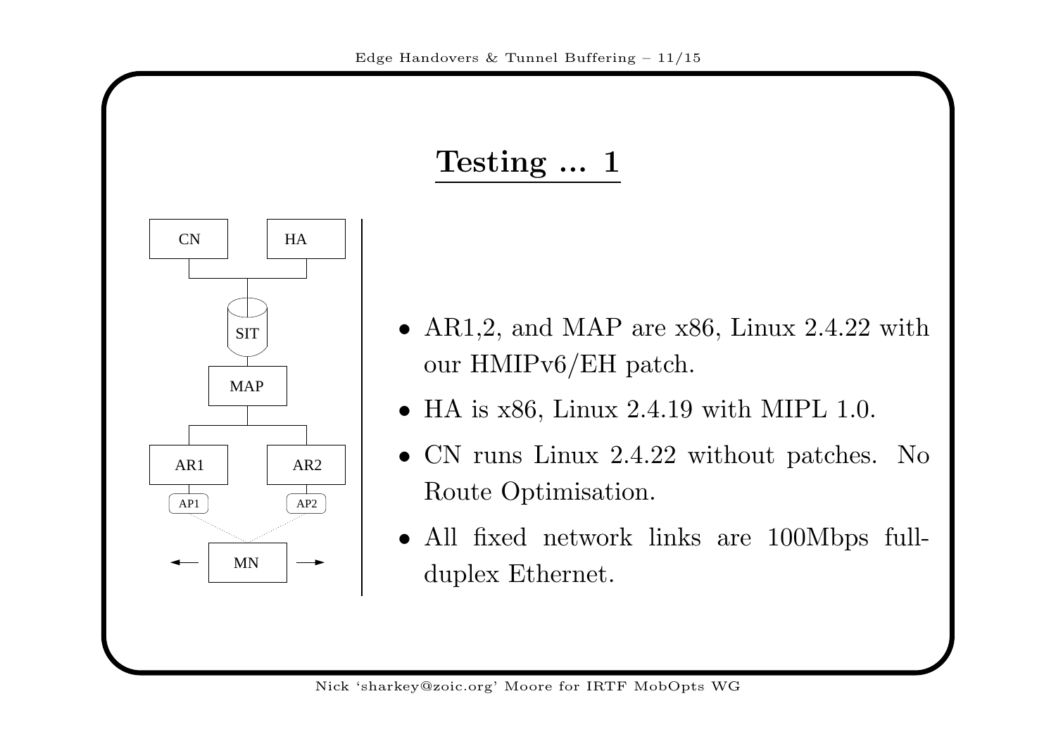# Testing ... 1

- AR1,2, and MAP are x86, Linux 2.4.22 with our HMIPv6/EH patch.
- HA is x86, Linux 2.4.19 with MIPL 1.0.
- CN runs Linux 2.4.22 without patches. No Route Optimisation.
- All fixed network links are 100Mbps full-duplex Ethernet.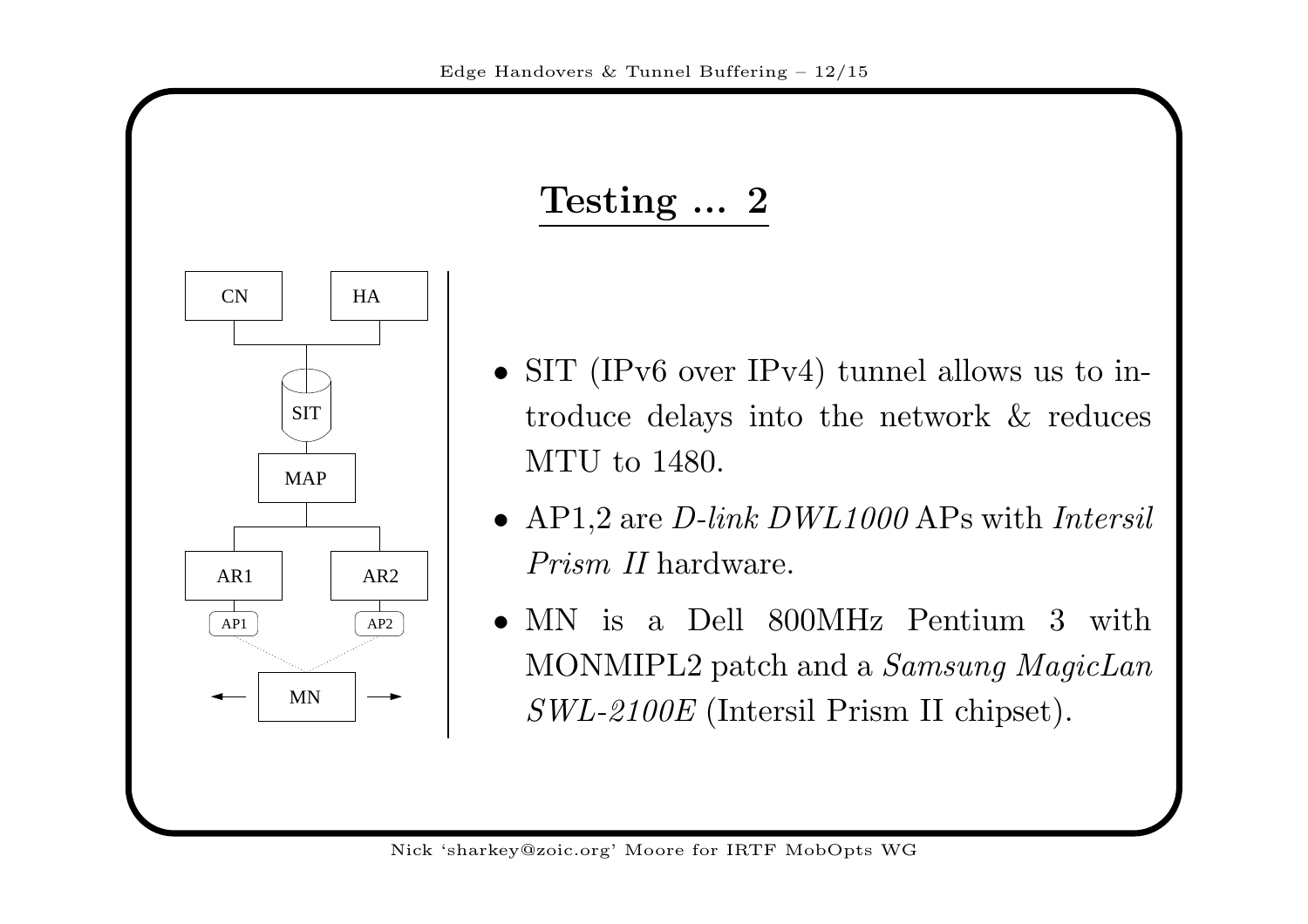## Testing ... 2

- SIT (IPv6 over IPv4) tunnel allows us to introduce delays into the network & reduces MTU to 1480.
- AP1,2 are *D-link DWL1000* APs with *Intersil Prism II* hardware.
- MN is a Dell 800MHz Pentium 3 with MONMIPL2 patch and a *Samsung MagicLan SWL-2100E* (Intersil Prism II chipset).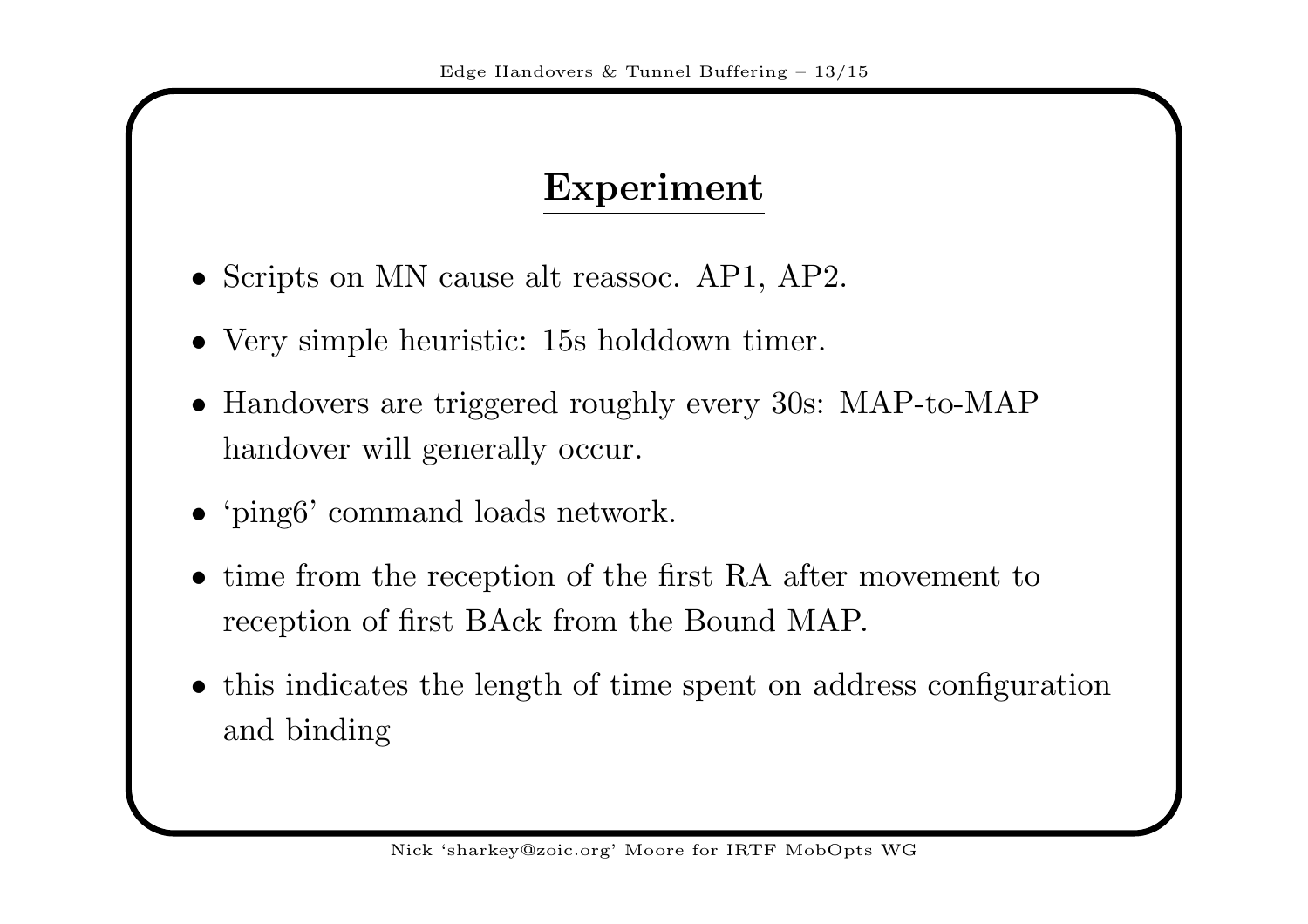# Experiment

- Scripts on MN cause alt reassoc. AP1, AP2.
- Very simple heuristic: 15s holddown timer.
- Handovers are triggered roughly every 30s: MAP-to-MAP handover will generally occur.
- 'ping6' command loads network.
- time from the reception of the first RA after movement to reception of first BAck from the Bound MAP.
- this indicates the length of time spent on address configuration and binding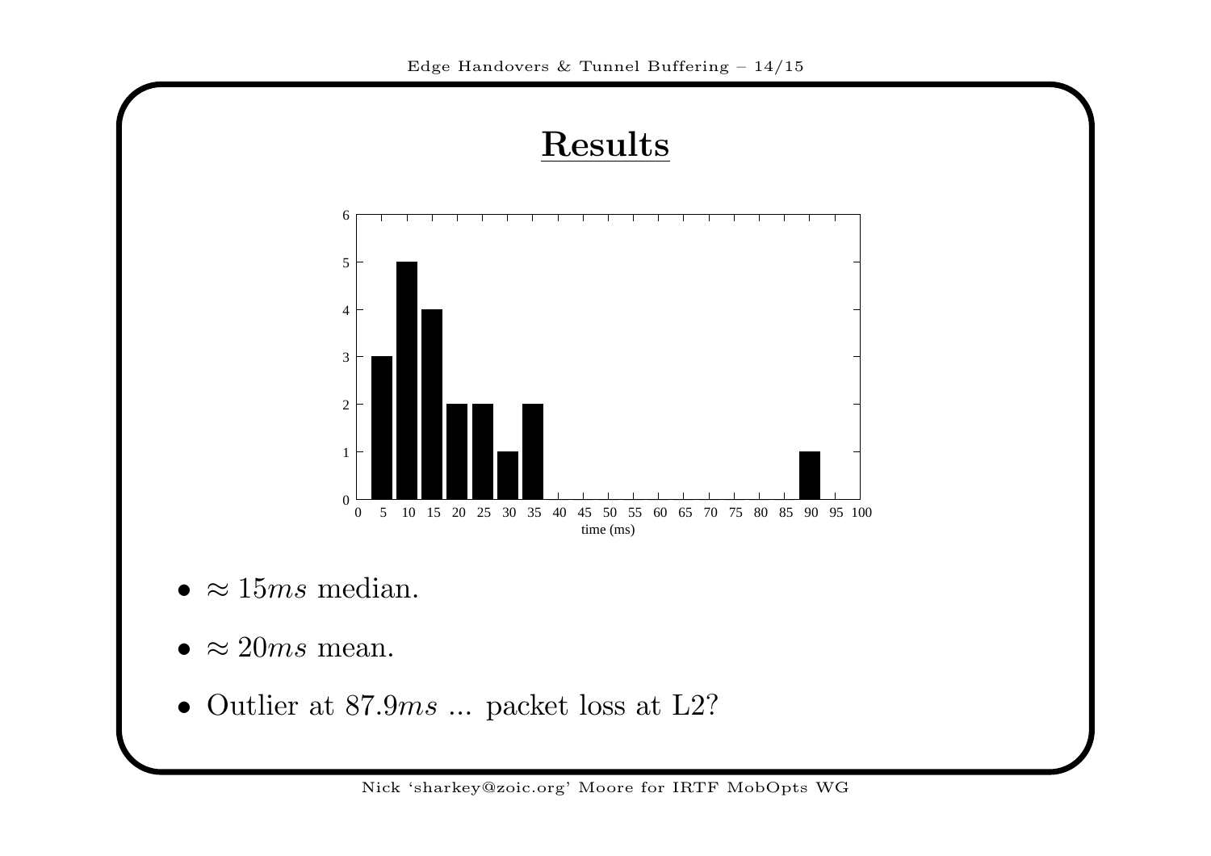## Results

- $\approx 15ms$ median.
- $\approx 20ms$ mean.
- Outlier at $87.9ms$ ... packet loss at L2?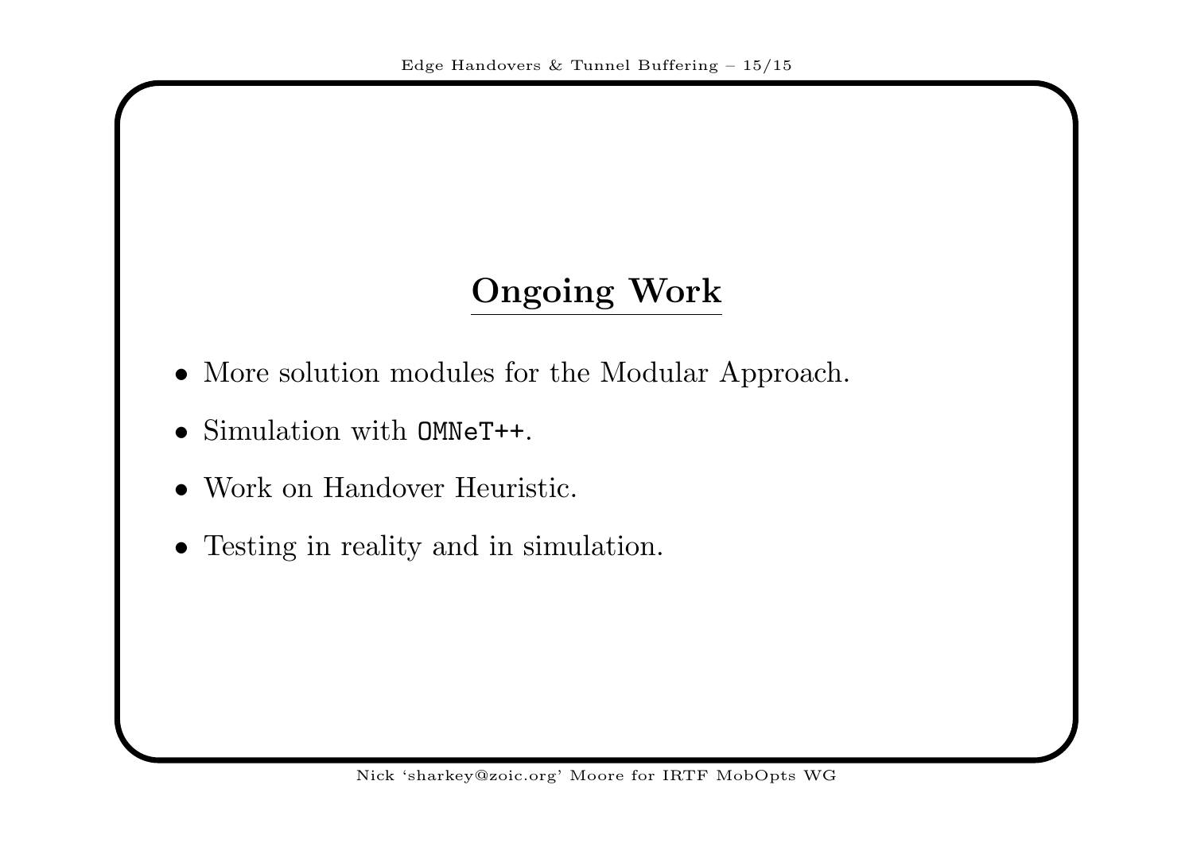# Ongoing Work

- More solution modules for the Modular Approach.
- Simulation with `OMNeT++`.
- Work on Handover Heuristic.
- Testing in reality and in simulation.